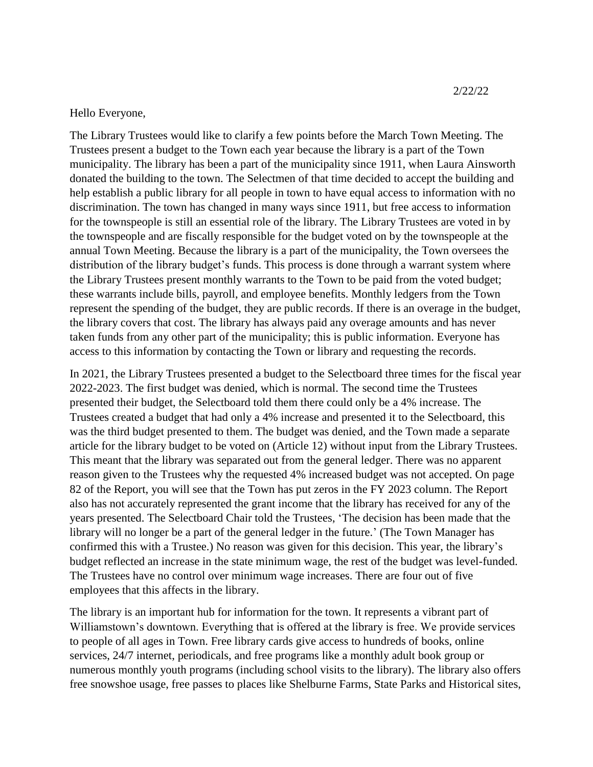2/22/22

Hello Everyone,

The Library Trustees would like to clarify a few points before the March Town Meeting. The Trustees present a budget to the Town each year because the library is a part of the Town municipality. The library has been a part of the municipality since 1911, when Laura Ainsworth donated the building to the town. The Selectmen of that time decided to accept the building and help establish a public library for all people in town to have equal access to information with no discrimination. The town has changed in many ways since 1911, but free access to information for the townspeople is still an essential role of the library. The Library Trustees are voted in by the townspeople and are fiscally responsible for the budget voted on by the townspeople at the annual Town Meeting. Because the library is a part of the municipality, the Town oversees the distribution of the library budget's funds. This process is done through a warrant system where the Library Trustees present monthly warrants to the Town to be paid from the voted budget; these warrants include bills, payroll, and employee benefits. Monthly ledgers from the Town represent the spending of the budget, they are public records. If there is an overage in the budget, the library covers that cost. The library has always paid any overage amounts and has never taken funds from any other part of the municipality; this is public information. Everyone has access to this information by contacting the Town or library and requesting the records.

In 2021, the Library Trustees presented a budget to the Selectboard three times for the fiscal year 2022-2023. The first budget was denied, which is normal. The second time the Trustees presented their budget, the Selectboard told them there could only be a 4% increase. The Trustees created a budget that had only a 4% increase and presented it to the Selectboard, this was the third budget presented to them. The budget was denied, and the Town made a separate article for the library budget to be voted on (Article 12) without input from the Library Trustees. This meant that the library was separated out from the general ledger. There was no apparent reason given to the Trustees why the requested 4% increased budget was not accepted. On page 82 of the Report, you will see that the Town has put zeros in the FY 2023 column. The Report also has not accurately represented the grant income that the library has received for any of the years presented. The Selectboard Chair told the Trustees, 'The decision has been made that the library will no longer be a part of the general ledger in the future.' (The Town Manager has confirmed this with a Trustee.) No reason was given for this decision. This year, the library's budget reflected an increase in the state minimum wage, the rest of the budget was level-funded. The Trustees have no control over minimum wage increases. There are four out of five employees that this affects in the library.

The library is an important hub for information for the town. It represents a vibrant part of Williamstown's downtown. Everything that is offered at the library is free. We provide services to people of all ages in Town. Free library cards give access to hundreds of books, online services, 24/7 internet, periodicals, and free programs like a monthly adult book group or numerous monthly youth programs (including school visits to the library). The library also offers free snowshoe usage, free passes to places like Shelburne Farms, State Parks and Historical sites,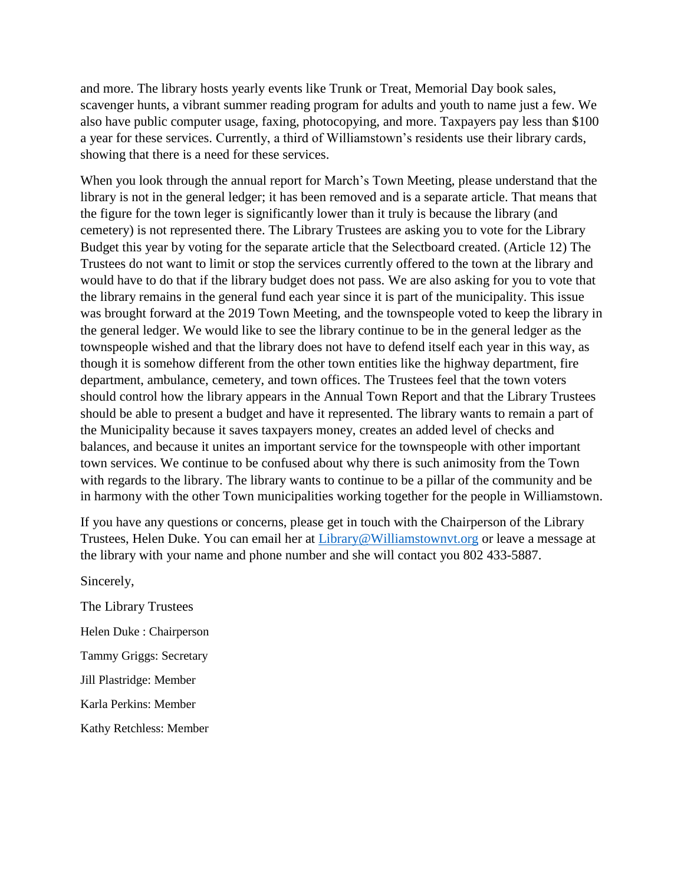and more. The library hosts yearly events like Trunk or Treat, Memorial Day book sales, scavenger hunts, a vibrant summer reading program for adults and youth to name just a few. We also have public computer usage, faxing, photocopying, and more. Taxpayers pay less than $100 a year for these services. Currently, a third of Williamstown's residents use their library cards, showing that there is a need for these services.

When you look through the annual report for March's Town Meeting, please understand that the library is not in the general ledger; it has been removed and is a separate article. That means that the figure for the town leger is significantly lower than it truly is because the library (and cemetery) is not represented there. The Library Trustees are asking you to vote for the Library Budget this year by voting for the separate article that the Selectboard created. (Article 12) The Trustees do not want to limit or stop the services currently offered to the town at the library and would have to do that if the library budget does not pass. We are also asking for you to vote that the library remains in the general fund each year since it is part of the municipality. This issue was brought forward at the 2019 Town Meeting, and the townspeople voted to keep the library in the general ledger. We would like to see the library continue to be in the general ledger as the townspeople wished and that the library does not have to defend itself each year in this way, as though it is somehow different from the other town entities like the highway department, fire department, ambulance, cemetery, and town offices. The Trustees feel that the town voters should control how the library appears in the Annual Town Report and that the Library Trustees should be able to present a budget and have it represented. The library wants to remain a part of the Municipality because it saves taxpayers money, creates an added level of checks and balances, and because it unites an important service for the townspeople with other important town services. We continue to be confused about why there is such animosity from the Town with regards to the library. The library wants to continue to be a pillar of the community and be in harmony with the other Town municipalities working together for the people in Williamstown.

If you have any questions or concerns, please get in touch with the Chairperson of the Library Trustees, Helen Duke. You can email her at Library@Williamstownvt.org or leave a message at the library with your name and phone number and she will contact you 802 433-5887.

Sincerely,

The Library Trustees

Helen Duke : Chairperson

Tammy Griggs: Secretary

Jill Plastridge: Member

Karla Perkins: Member

Kathy Retchless: Member